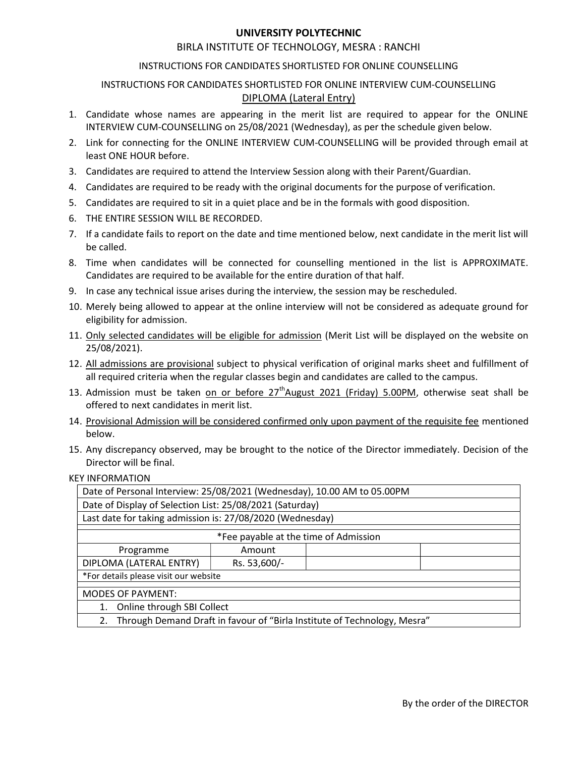# UNIVERSITY POLYTECHNIC

## BIRLA INSTITUTE OF TECHNOLOGY, MESRA : RANCHI

INSTRUCTIONS FOR CANDIDATES SHORTLISTED FOR ONLINE COUNSELLING

INSTRUCTIONS FOR CANDIDATES SHORTLISTED FOR ONLINE INTERVIEW CUM-COUNSELLING

DIPLOMA (Lateral Entry)

1. Candidate whose names are appearing in the merit list are required to appear for the ONLINE INTERVIEW CUM-COUNSELLING on 25/08/2021 (Wednesday), as per the schedule given below.
2. Link for connecting for the ONLINE INTERVIEW CUM-COUNSELLING will be provided through email at least ONE HOUR before.
3. Candidates are required to attend the Interview Session along with their Parent/Guardian.
4. Candidates are required to be ready with the original documents for the purpose of verification.
5. Candidates are required to sit in a quiet place and be in the formals with good disposition.
6. THE ENTIRE SESSION WILL BE RECORDED.
7. If a candidate fails to report on the date and time mentioned below, next candidate in the merit list will be called.
8. Time when candidates will be connected for counselling mentioned in the list is APPROXIMATE. Candidates are required to be available for the entire duration of that half.
9. In case any technical issue arises during the interview, the session may be rescheduled.
10. Merely being allowed to appear at the online interview will not be considered as adequate ground for eligibility for admission.
11. Only selected candidates will be eligible for admission (Merit List will be displayed on the website on 25/08/2021).
12. All admissions are provisional subject to physical verification of original marks sheet and fulfillment of all required criteria when the regular classes begin and candidates are called to the campus.
13. Admission must be taken on or before 27th August 2021 (Friday) 5.00PM, otherwise seat shall be offered to next candidates in merit list.
14. Provisional Admission will be considered confirmed only upon payment of the requisite fee mentioned below.
15. Any discrepancy observed, may be brought to the notice of the Director immediately. Decision of the Director will be final.

KEY INFORMATION

| Date of Personal Interview: 25/08/2021 (Wednesday), 10.00 AM to 05.00PM | | | |
|---|---|---|---|
| Date of Display of Selection List: 25/08/2021 (Saturday) | | | |
| Last date for taking admission is: 27/08/2020 (Wednesday) | | | |

| *Fee payable at the time of Admission | | | |
|---|---|---|---|
| Programme | Amount | | |
| DIPLOMA (LATERAL ENTRY) | Rs. 53,600/- | | |
| *For details please visit our website | | | |

| MODES OF PAYMENT: |
|---|
| 1. Online through SBI Collect |
| 2. Through Demand Draft in favour of "Birla Institute of Technology, Mesra" |

By the order of the DIRECTOR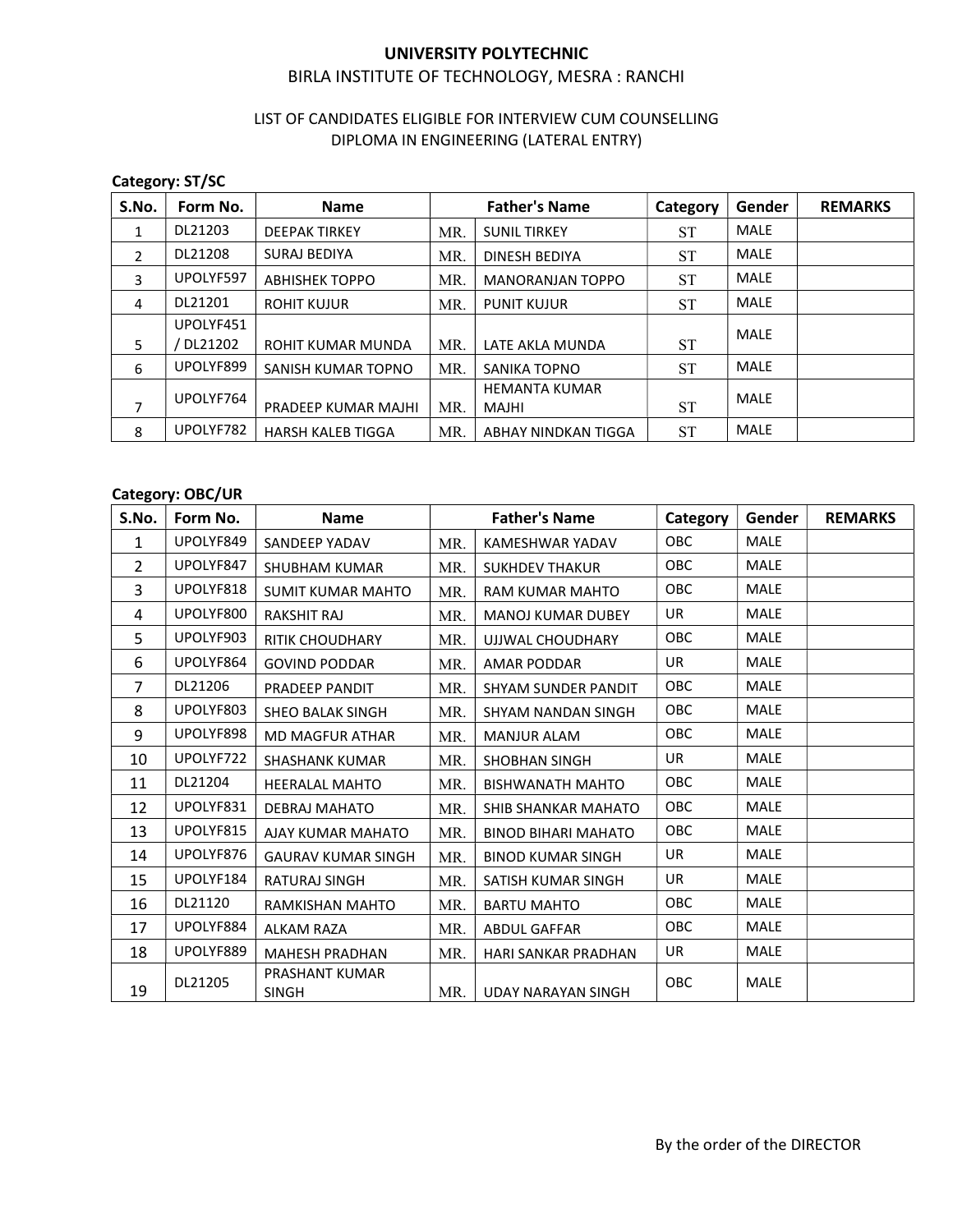# UNIVERSITY POLYTECHNIC

BIRLA INSTITUTE OF TECHNOLOGY, MESRA : RANCHI

LIST OF CANDIDATES ELIGIBLE FOR INTERVIEW CUM COUNSELLING
DIPLOMA IN ENGINEERING (LATERAL ENTRY)

**Category: ST/SC**

| S.No. | Form No. | Name | Father's Name | | Category | Gender | REMARKS |
|---|---|---|---|---|---|---|---|
| 1 | DL21203 | DEEPAK TIRKEY | MR. | SUNIL TIRKEY | ST | MALE | |
| 2 | DL21208 | SURAJ BEDIYA | MR. | DINESH BEDIYA | ST | MALE | |
| 3 | UPOLYF597 | ABHISHEK TOPPO | MR. | MANORANJAN TOPPO | ST | MALE | |
| 4 | DL21201 | ROHIT KUJUR | MR. | PUNIT KUJUR | ST | MALE | |
| 5 | UPOLYF451 / DL21202 | ROHIT KUMAR MUNDA | MR. | LATE AKLA MUNDA | ST | MALE | |
| 6 | UPOLYF899 | SANISH KUMAR TOPNO | MR. | SANIKA TOPNO | ST | MALE | |
| 7 | UPOLYF764 | PRADEEP KUMAR MAJHI | MR. | HEMANTA KUMAR MAJHI | ST | MALE | |
| 8 | UPOLYF782 | HARSH KALEB TIGGA | MR. | ABHAY NINDKAN TIGGA | ST | MALE | |

**Category: OBC/UR**

| S.No. | Form No. | Name | Father's Name | | Category | Gender | REMARKS |
|---|---|---|---|---|---|---|---|
| 1 | UPOLYF849 | SANDEEP YADAV | MR. | KAMESHWAR YADAV | OBC | MALE | |
| 2 | UPOLYF847 | SHUBHAM KUMAR | MR. | SUKHDEV THAKUR | OBC | MALE | |
| 3 | UPOLYF818 | SUMIT KUMAR MAHTO | MR. | RAM KUMAR MAHTO | OBC | MALE | |
| 4 | UPOLYF800 | RAKSHIT RAJ | MR. | MANOJ KUMAR DUBEY | UR | MALE | |
| 5 | UPOLYF903 | RITIK CHOUDHARY | MR. | UJJWAL CHOUDHARY | OBC | MALE | |
| 6 | UPOLYF864 | GOVIND PODDAR | MR. | AMAR PODDAR | UR | MALE | |
| 7 | DL21206 | PRADEEP PANDIT | MR. | SHYAM SUNDER PANDIT | OBC | MALE | |
| 8 | UPOLYF803 | SHEO BALAK SINGH | MR. | SHYAM NANDAN SINGH | OBC | MALE | |
| 9 | UPOLYF898 | MD MAGFUR ATHAR | MR. | MANJUR ALAM | OBC | MALE | |
| 10 | UPOLYF722 | SHASHANK KUMAR | MR. | SHOBHAN SINGH | UR | MALE | |
| 11 | DL21204 | HEERALAL MAHTO | MR. | BISHWANATH MAHTO | OBC | MALE | |
| 12 | UPOLYF831 | DEBRAJ MAHATO | MR. | SHIB SHANKAR MAHATO | OBC | MALE | |
| 13 | UPOLYF815 | AJAY KUMAR MAHATO | MR. | BINOD BIHARI MAHATO | OBC | MALE | |
| 14 | UPOLYF876 | GAURAV KUMAR SINGH | MR. | BINOD KUMAR SINGH | UR | MALE | |
| 15 | UPOLYF184 | RATURAJ SINGH | MR. | SATISH KUMAR SINGH | UR | MALE | |
| 16 | DL21120 | RAMKISHAN MAHTO | MR. | BARTU MAHTO | OBC | MALE | |
| 17 | UPOLYF884 | ALKAM RAZA | MR. | ABDUL GAFFAR | OBC | MALE | |
| 18 | UPOLYF889 | MAHESH PRADHAN | MR. | HARI SANKAR PRADHAN | UR | MALE | |
| 19 | DL21205 | PRASHANT KUMAR SINGH | MR. | UDAY NARAYAN SINGH | OBC | MALE | |

By the order of the DIRECTOR